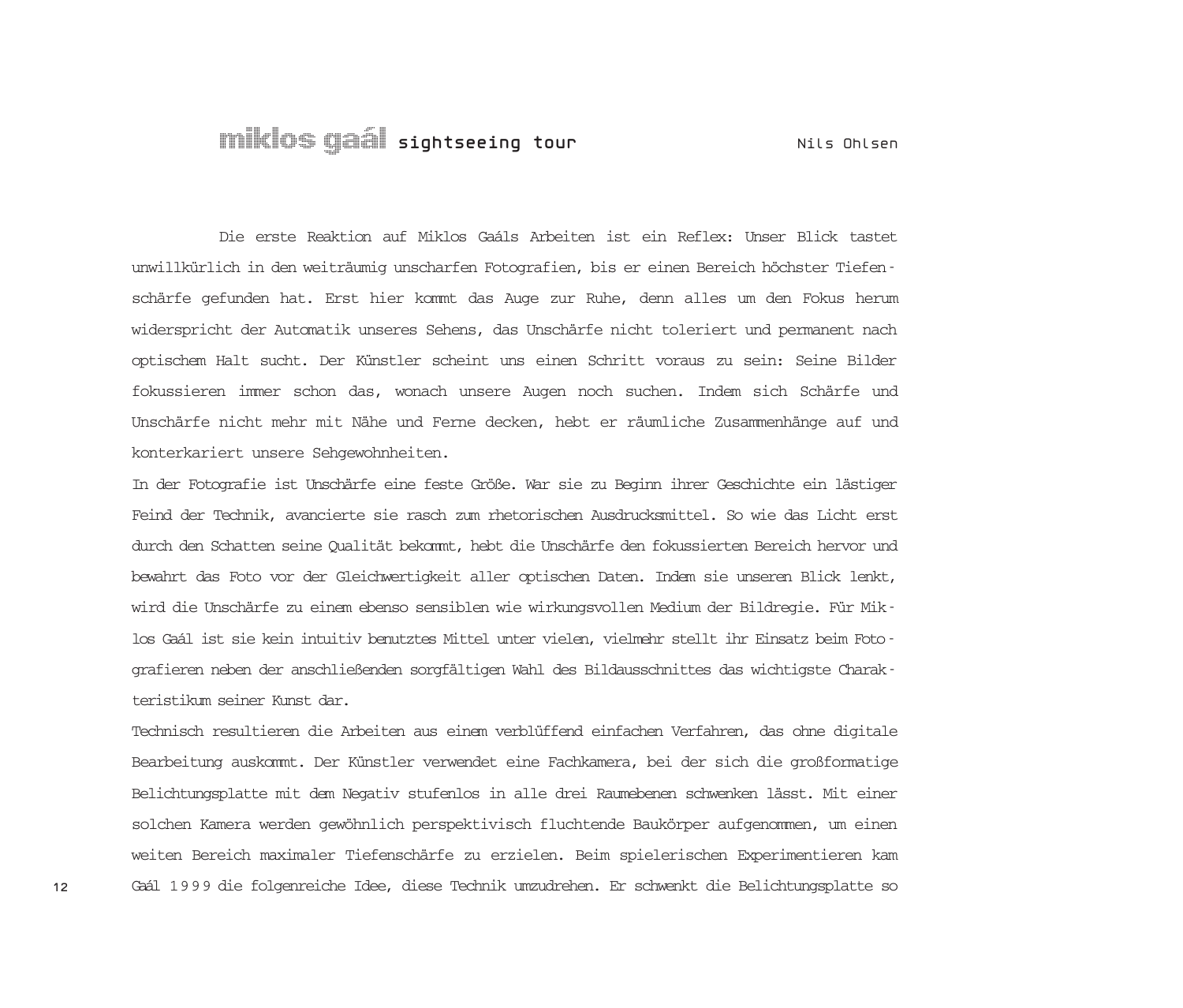# miklos gaál sightseeing tour

Nils Ohlsen

Die erste Reaktion auf Miklos Gaáls Arbeiten ist ein Reflex: Unser Blick tastet unwillkürlich in den weiträumig unscharfen Fotografien, bis er einen Bereich höchster Tiefenschärfe gefunden hat. Erst hier kommt das Auge zur Ruhe, denn alles um den Fokus herum widerspricht der Automatik unseres Sehens, das Unschärfe nicht toleriert und permanent nach optischem Halt sucht. Der Künstler scheint uns einen Schritt voraus zu sein: Seine Bilder fokussieren immer schon das, wonach unsere Augen noch suchen. Indem sich Schärfe und Unschärfe nicht mehr mit Nähe und Ferne decken, hebt er räumliche Zusammenhänge auf und konterkariert unsere Sehgewohnheiten.

In der Fotografie ist Unschärfe eine feste Größe. War sie zu Beginn ihrer Geschichte ein lästiger Feind der Technik, avancierte sie rasch zum rhetorischen Ausdrucksmittel. So wie das Licht erst durch den Schatten seine Qualität bekommt, hebt die Unschärfe den fokussierten Bereich hervor und bewahrt das Foto vor der Gleichwertigkeit aller optischen Daten. Indem sie unseren Blick lenkt, wird die Unschärfe zu einem ebenso sensiblen wie wirkungsvollen Medium der Bildregie. Für Miklos Gaál ist sie kein intuitiv benutztes Mittel unter vielen, vielmehr stellt ihr Einsatz beim Fotografieren neben der anschließenden sorgfältigen Wahl des Bildausschnittes das wichtigste Charakteristikum seiner Kunst dar.

Technisch resultieren die Arbeiten aus einem verblüffend einfachen Verfahren, das ohne digitale Bearbeitung auskommt. Der Künstler verwendet eine Fachkamera, bei der sich die großformatige Belichtungsplatte mit dem Negativ stufenlos in alle drei Raumebenen schwenken lässt. Mit einer solchen Kamera werden gewöhnlich perspektivisch fluchtende Baukörper aufgenommen, um einen weiten Bereich maximaler Tiefenschärfe zu erzielen. Beim spielerischen Experimentieren kam Gaál 1999 die folgenreiche Idee, diese Technik umzudrehen. Er schwenkt die Belichtungsplatte so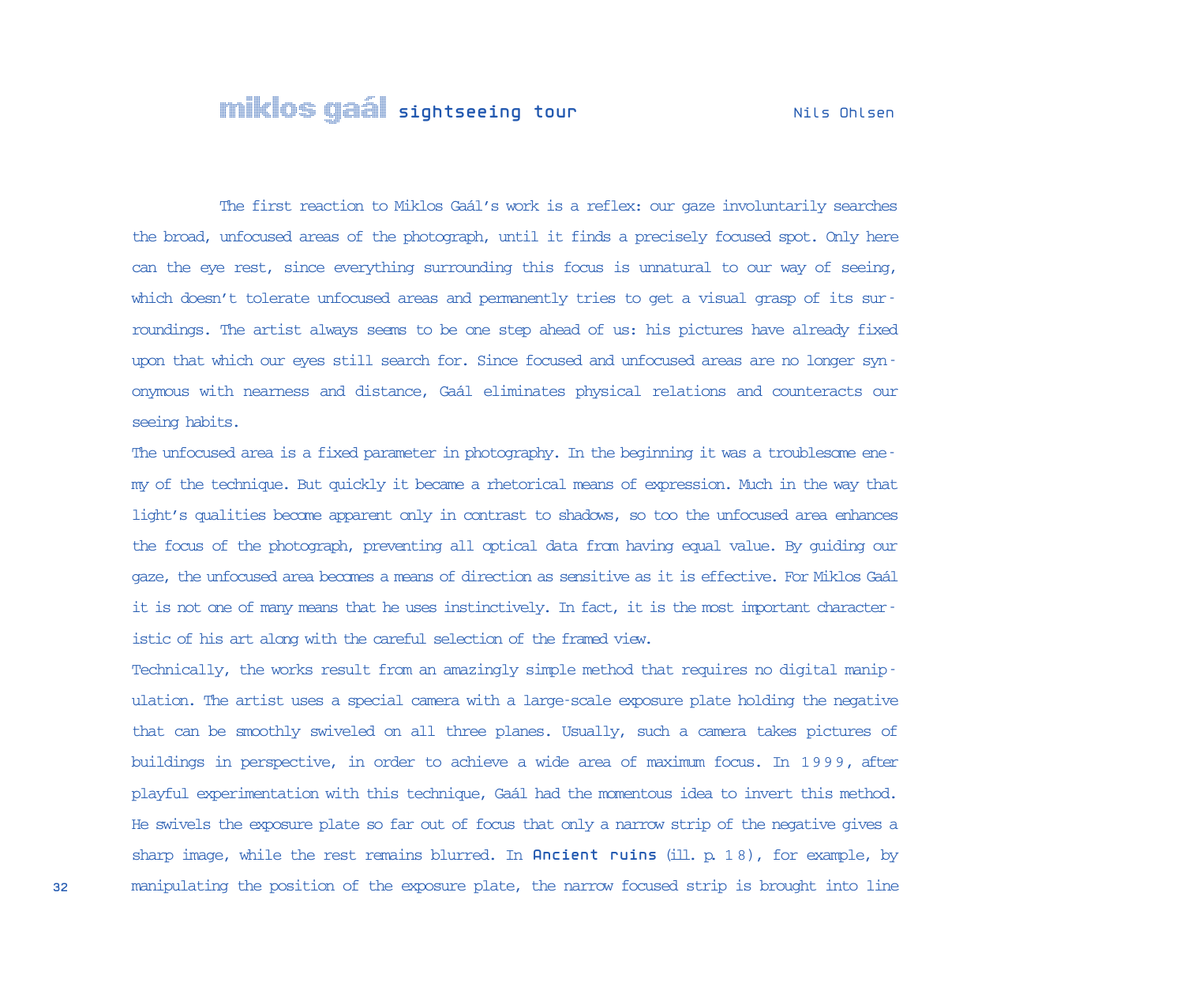# miklos gaál sightseeing tour

Nils Ohlsen

The first reaction to Miklos Gaál's work is a reflex: our gaze involuntarily searches the broad, unfocused areas of the photograph, until it finds a precisely focused spot. Only here can the eye rest, since everything surrounding this focus is unnatural to our way of seeing, which doesn't tolerate unfocused areas and permanently tries to get a visual grasp of its surroundings. The artist always seems to be one step ahead of us: his pictures have already fixed upon that which our eyes still search for. Since focused and unfocused areas are no longer synonymous with nearness and distance, Gaál eliminates physical relations and counteracts our seeing habits.

The unfocused area is a fixed parameter in photography. In the beginning it was a troublesome enemy of the technique. But quickly it became a rhetorical means of expression. Much in the way that light's qualities become apparent only in contrast to shadows, so too the unfocused area enhances the focus of the photograph, preventing all optical data from having equal value. By guiding our gaze, the unfocused area becomes a means of direction as sensitive as it is effective. For Miklos Gaál it is not one of many means that he uses instinctively. In fact, it is the most important characteristic of his art along with the careful selection of the framed view.

Technically, the works result from an amazingly simple method that requires no digital manipulation. The artist uses a special camera with a large-scale exposure plate holding the negative that can be smoothly swiveled on all three planes. Usually, such a camera takes pictures of buildings in perspective, in order to achieve a wide area of maximum focus. In 1999, after playful experimentation with this technique, Gaál had the momentous idea to invert this method. He swivels the exposure plate so far out of focus that only a narrow strip of the negative gives a sharp image, while the rest remains blurred. In **Ancient ruins** (ill. p. 18), for example, by manipulating the position of the exposure plate, the narrow focused strip is brought into line